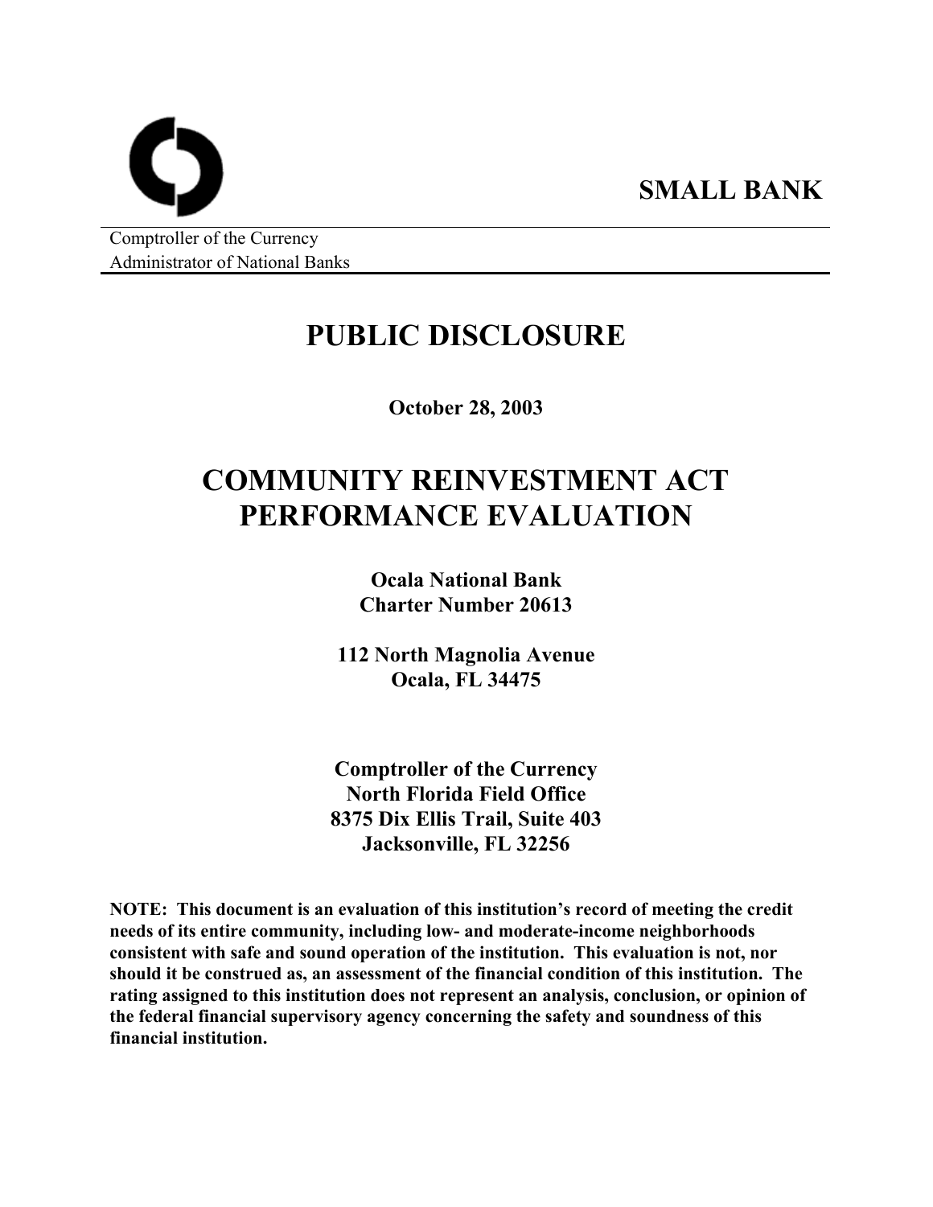**SMALL BANK**

Comptroller of the Currency
Administrator of National Banks

# PUBLIC DISCLOSURE

**October 28, 2003**

# COMMUNITY REINVESTMENT ACT PERFORMANCE EVALUATION

**Ocala National Bank**
**Charter Number 20613**

**112 North Magnolia Avenue**
**Ocala, FL 34475**

**Comptroller of the Currency**
**North Florida Field Office**
**8375 Dix Ellis Trail, Suite 403**
**Jacksonville, FL 32256**

**NOTE: This document is an evaluation of this institution's record of meeting the credit needs of its entire community, including low- and moderate-income neighborhoods consistent with safe and sound operation of the institution. This evaluation is not, nor should it be construed as, an assessment of the financial condition of this institution. The rating assigned to this institution does not represent an analysis, conclusion, or opinion of the federal financial supervisory agency concerning the safety and soundness of this financial institution.**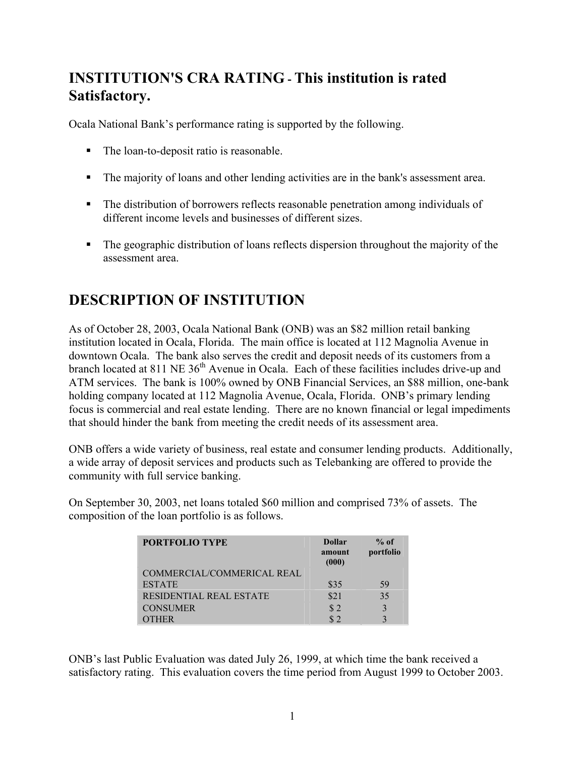# INSTITUTION'S CRA RATING - This institution is rated Satisfactory.

Ocala National Bank's performance rating is supported by the following.

- The loan-to-deposit ratio is reasonable.
- The majority of loans and other lending activities are in the bank's assessment area.
- The distribution of borrowers reflects reasonable penetration among individuals of different income levels and businesses of different sizes.
- The geographic distribution of loans reflects dispersion throughout the majority of the assessment area.

# DESCRIPTION OF INSTITUTION

As of October 28, 2003, Ocala National Bank (ONB) was an $82 million retail banking institution located in Ocala, Florida. The main office is located at 112 Magnolia Avenue in downtown Ocala. The bank also serves the credit and deposit needs of its customers from a branch located at 811 NE 36th Avenue in Ocala. Each of these facilities includes drive-up and ATM services. The bank is 100% owned by ONB Financial Services, an $88 million, one-bank holding company located at 112 Magnolia Avenue, Ocala, Florida. ONB's primary lending focus is commercial and real estate lending. There are no known financial or legal impediments that should hinder the bank from meeting the credit needs of its assessment area.

ONB offers a wide variety of business, real estate and consumer lending products. Additionally, a wide array of deposit services and products such as Telebanking are offered to provide the community with full service banking.

On September 30, 2003, net loans totaled $60 million and comprised 73% of assets. The composition of the loan portfolio is as follows.

| PORTFOLIO TYPE | Dollar amount (000) | % of portfolio |
|---|---|---|
| COMMERCIAL/COMMERICAL REAL ESTATE | $35 | 59 |
| RESIDENTIAL REAL ESTATE | $21 | 35 |
| CONSUMER | $ 2 | 3 |
| OTHER | $ 2 | 3 |

ONB's last Public Evaluation was dated July 26, 1999, at which time the bank received a satisfactory rating. This evaluation covers the time period from August 1999 to October 2003.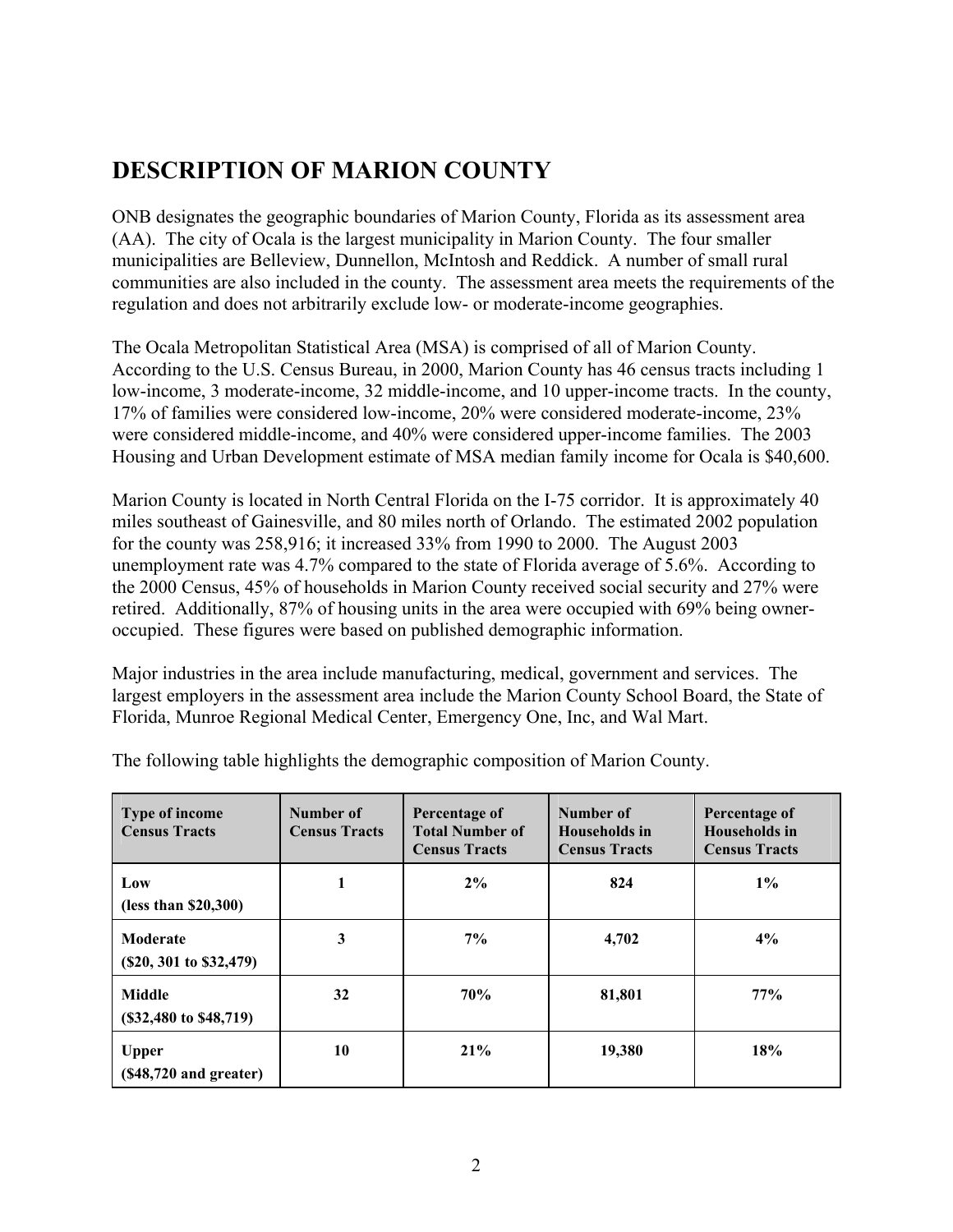# DESCRIPTION OF MARION COUNTY

ONB designates the geographic boundaries of Marion County, Florida as its assessment area (AA). The city of Ocala is the largest municipality in Marion County. The four smaller municipalities are Belleview, Dunnellon, McIntosh and Reddick. A number of small rural communities are also included in the county. The assessment area meets the requirements of the regulation and does not arbitrarily exclude low- or moderate-income geographies.

The Ocala Metropolitan Statistical Area (MSA) is comprised of all of Marion County. According to the U.S. Census Bureau, in 2000, Marion County has 46 census tracts including 1 low-income, 3 moderate-income, 32 middle-income, and 10 upper-income tracts. In the county, 17% of families were considered low-income, 20% were considered moderate-income, 23% were considered middle-income, and 40% were considered upper-income families. The 2003 Housing and Urban Development estimate of MSA median family income for Ocala is $40,600.

Marion County is located in North Central Florida on the I-75 corridor. It is approximately 40 miles southeast of Gainesville, and 80 miles north of Orlando. The estimated 2002 population for the county was 258,916; it increased 33% from 1990 to 2000. The August 2003 unemployment rate was 4.7% compared to the state of Florida average of 5.6%. According to the 2000 Census, 45% of households in Marion County received social security and 27% were retired. Additionally, 87% of housing units in the area were occupied with 69% being owner-occupied. These figures were based on published demographic information.

Major industries in the area include manufacturing, medical, government and services. The largest employers in the assessment area include the Marion County School Board, the State of Florida, Munroe Regional Medical Center, Emergency One, Inc, and Wal Mart.

The following table highlights the demographic composition of Marion County.

| Type of income Census Tracts | Number of Census Tracts | Percentage of Total Number of Census Tracts | Number of Households in Census Tracts | Percentage of Households in Census Tracts |
|---|---|---|---|---|
| **Low (less than $20,300)** | **1** | **2%** | **824** | **1%** |
| **Moderate ($20, 301 to $32,479)** | **3** | **7%** | **4,702** | **4%** |
| **Middle ($32,480 to $48,719)** | **32** | **70%** | **81,801** | **77%** |
| **Upper ($48,720 and greater)** | **10** | **21%** | **19,380** | **18%** |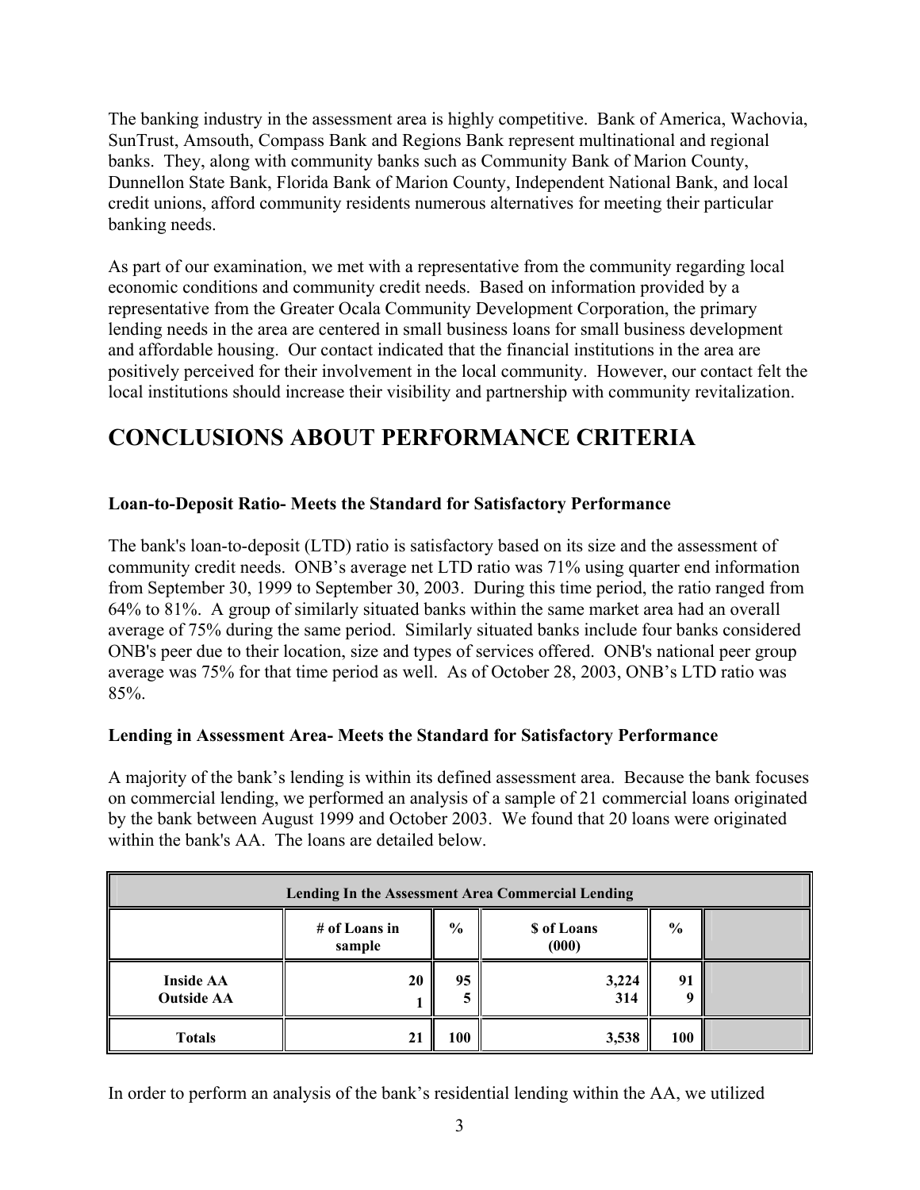The banking industry in the assessment area is highly competitive. Bank of America, Wachovia, SunTrust, Amsouth, Compass Bank and Regions Bank represent multinational and regional banks. They, along with community banks such as Community Bank of Marion County, Dunnellon State Bank, Florida Bank of Marion County, Independent National Bank, and local credit unions, afford community residents numerous alternatives for meeting their particular banking needs.

As part of our examination, we met with a representative from the community regarding local economic conditions and community credit needs. Based on information provided by a representative from the Greater Ocala Community Development Corporation, the primary lending needs in the area are centered in small business loans for small business development and affordable housing. Our contact indicated that the financial institutions in the area are positively perceived for their involvement in the local community. However, our contact felt the local institutions should increase their visibility and partnership with community revitalization.

# CONCLUSIONS ABOUT PERFORMANCE CRITERIA

**Loan-to-Deposit Ratio- Meets the Standard for Satisfactory Performance**

The bank's loan-to-deposit (LTD) ratio is satisfactory based on its size and the assessment of community credit needs. ONB's average net LTD ratio was 71% using quarter end information from September 30, 1999 to September 30, 2003. During this time period, the ratio ranged from 64% to 81%. A group of similarly situated banks within the same market area had an overall average of 75% during the same period. Similarly situated banks include four banks considered ONB's peer due to their location, size and types of services offered. ONB's national peer group average was 75% for that time period as well. As of October 28, 2003, ONB's LTD ratio was 85%.

**Lending in Assessment Area- Meets the Standard for Satisfactory Performance**

A majority of the bank's lending is within its defined assessment area. Because the bank focuses on commercial lending, we performed an analysis of a sample of 21 commercial loans originated by the bank between August 1999 and October 2003. We found that 20 loans were originated within the bank's AA. The loans are detailed below.

| Lending In the Assessment Area Commercial Lending | | | | | |
|---|---|---|---|---|---|
| | # of Loans in sample | % | $ of Loans (000) | % | |
| Inside AA | 20 | 95 | 3,224 | 91 | |
| Outside AA | 1 | 5 | 314 | 9 | |
| **Totals** | **21** | **100** | **3,538** | **100** | |

In order to perform an analysis of the bank's residential lending within the AA, we utilized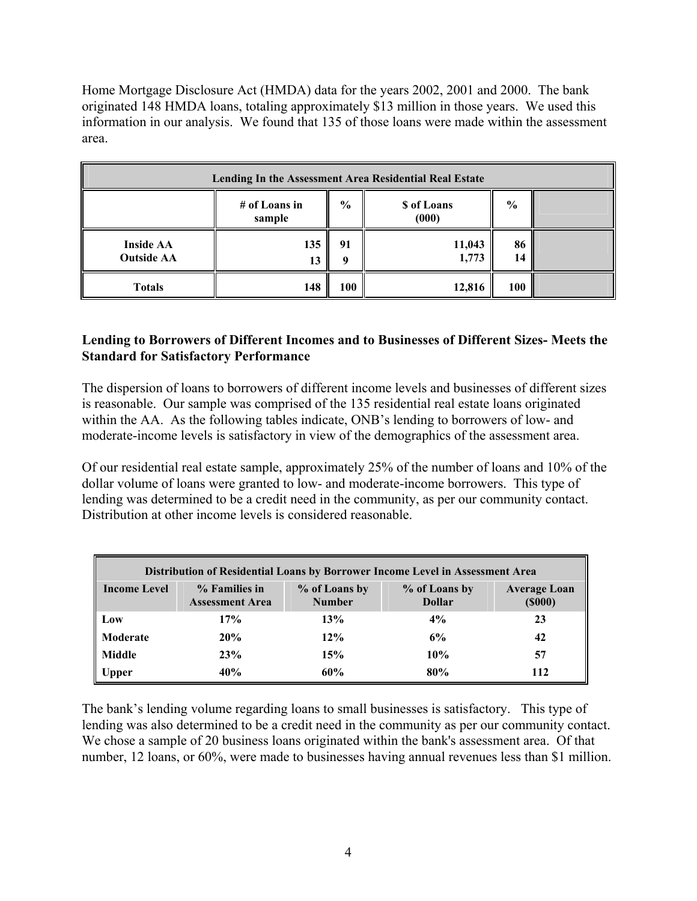Home Mortgage Disclosure Act (HMDA) data for the years 2002, 2001 and 2000. The bank originated 148 HMDA loans, totaling approximately $13 million in those years. We used this information in our analysis. We found that 135 of those loans were made within the assessment area.

| Lending In the Assessment Area Residential Real Estate | | | | | |
|---|---|---|---|---|---|
| | # of Loans in sample | % | $ of Loans (000) | % | |
| Inside AA | 135 | 91 | 11,043 | 86 | |
| Outside AA | 13 | 9 | 1,773 | 14 | |
| Totals | 148 | 100 | 12,816 | 100 | |

### Lending to Borrowers of Different Incomes and to Businesses of Different Sizes- Meets the Standard for Satisfactory Performance

The dispersion of loans to borrowers of different income levels and businesses of different sizes is reasonable. Our sample was comprised of the 135 residential real estate loans originated within the AA. As the following tables indicate, ONB's lending to borrowers of low- and moderate-income levels is satisfactory in view of the demographics of the assessment area.

Of our residential real estate sample, approximately 25% of the number of loans and 10% of the dollar volume of loans were granted to low- and moderate-income borrowers. This type of lending was determined to be a credit need in the community, as per our community contact. Distribution at other income levels is considered reasonable.

| Distribution of Residential Loans by Borrower Income Level in Assessment Area | | | | |
|---|---|---|---|---|
| Income Level | % Families in Assessment Area | % of Loans by Number | % of Loans by Dollar | Average Loan ($000) |
| Low | 17% | 13% | 4% | 23 |
| Moderate | 20% | 12% | 6% | 42 |
| Middle | 23% | 15% | 10% | 57 |
| Upper | 40% | 60% | 80% | 112 |

The bank's lending volume regarding loans to small businesses is satisfactory. This type of lending was also determined to be a credit need in the community as per our community contact. We chose a sample of 20 business loans originated within the bank's assessment area. Of that number, 12 loans, or 60%, were made to businesses having annual revenues less than $1 million.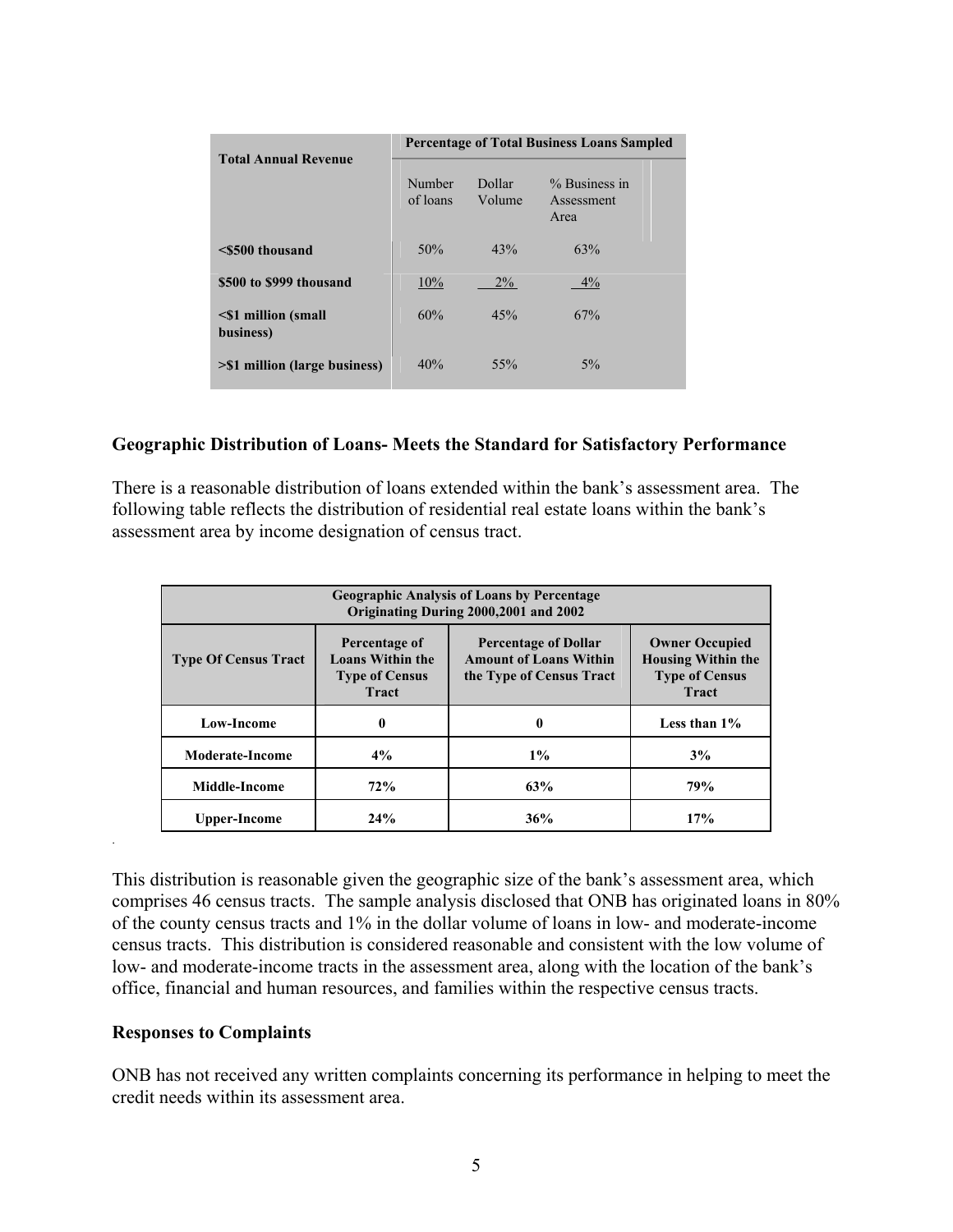| Total Annual Revenue | Percentage of Total Business Loans Sampled | | |
|---|---|---|---|
| | Number of loans | Dollar Volume | % Business in Assessment Area |
| **<$500 thousand** | 50% | 43% | 63% |
| **$500 to $999 thousand** | 10% | 2% | 4% |
| **<$1 million (small business)** | 60% | 45% | 67% |
| **>$1 million (large business)** | 40% | 55% | 5% |

### Geographic Distribution of Loans- Meets the Standard for Satisfactory Performance

There is a reasonable distribution of loans extended within the bank's assessment area. The following table reflects the distribution of residential real estate loans within the bank's assessment area by income designation of census tract.

| Geographic Analysis of Loans by Percentage Originating During 2000,2001 and 2002 | | | |
|---|---|---|---|
| **Type Of Census Tract** | **Percentage of Loans Within the Type of Census Tract** | **Percentage of Dollar Amount of Loans Within the Type of Census Tract** | **Owner Occupied Housing Within the Type of Census Tract** |
| **Low-Income** | **0** | **0** | **Less than 1%** |
| **Moderate-Income** | **4%** | **1%** | **3%** |
| **Middle-Income** | **72%** | **63%** | **79%** |
| **Upper-Income** | **24%** | **36%** | **17%** |

This distribution is reasonable given the geographic size of the bank's assessment area, which comprises 46 census tracts. The sample analysis disclosed that ONB has originated loans in 80% of the county census tracts and 1% in the dollar volume of loans in low- and moderate-income census tracts. This distribution is considered reasonable and consistent with the low volume of low- and moderate-income tracts in the assessment area, along with the location of the bank's office, financial and human resources, and families within the respective census tracts.

### Responses to Complaints

ONB has not received any written complaints concerning its performance in helping to meet the credit needs within its assessment area.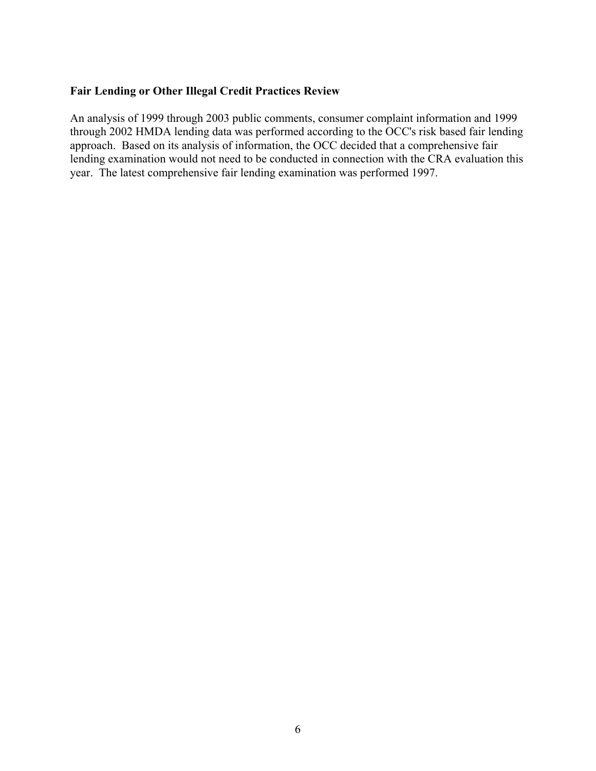**Fair Lending or Other Illegal Credit Practices Review**

An analysis of 1999 through 2003 public comments, consumer complaint information and 1999 through 2002 HMDA lending data was performed according to the OCC's risk based fair lending approach. Based on its analysis of information, the OCC decided that a comprehensive fair lending examination would not need to be conducted in connection with the CRA evaluation this year. The latest comprehensive fair lending examination was performed 1997.